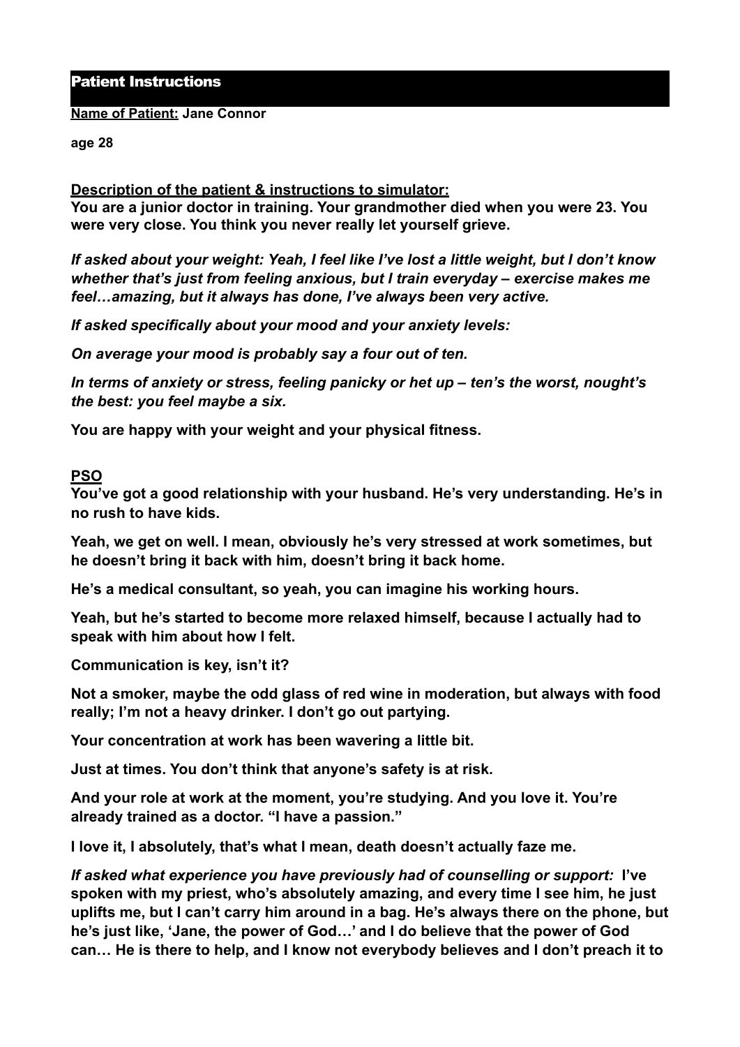# Patient Instructions

**Name of Patient: Jane Connor**

**age 28**

**Description of the patient & instructions to simulator:**

**You are a junior doctor in training. Your grandmother died when you were 23. You were very close. You think you never really let yourself grieve.**

***If asked about your weight: Yeah, I feel like I've lost a little weight, but I don't know whether that's just from feeling anxious, but I train everyday – exercise makes me feel…amazing, but it always has done, I've always been very active.***

***If asked specifically about your mood and your anxiety levels:***

***On average your mood is probably say a four out of ten.***

***In terms of anxiety or stress, feeling panicky or het up – ten's the worst, nought's the best: you feel maybe a six.***

**You are happy with your weight and your physical fitness.**

**PSO**

**You've got a good relationship with your husband. He's very understanding. He's in no rush to have kids.**

**Yeah, we get on well. I mean, obviously he's very stressed at work sometimes, but he doesn't bring it back with him, doesn't bring it back home.**

**He's a medical consultant, so yeah, you can imagine his working hours.**

**Yeah, but he's started to become more relaxed himself, because I actually had to speak with him about how I felt.**

**Communication is key, isn't it?**

**Not a smoker, maybe the odd glass of red wine in moderation, but always with food really; I'm not a heavy drinker. I don't go out partying.**

**Your concentration at work has been wavering a little bit.**

**Just at times. You don't think that anyone's safety is at risk.**

**And your role at work at the moment, you're studying. And you love it. You're already trained as a doctor. "I have a passion."**

**I love it, I absolutely, that's what I mean, death doesn't actually faze me.**

***If asked what experience you have previously had of counselling or support:*** **I've spoken with my priest, who's absolutely amazing, and every time I see him, he just uplifts me, but I can't carry him around in a bag. He's always there on the phone, but he's just like, 'Jane, the power of God…' and I do believe that the power of God can… He is there to help, and I know not everybody believes and I don't preach it to**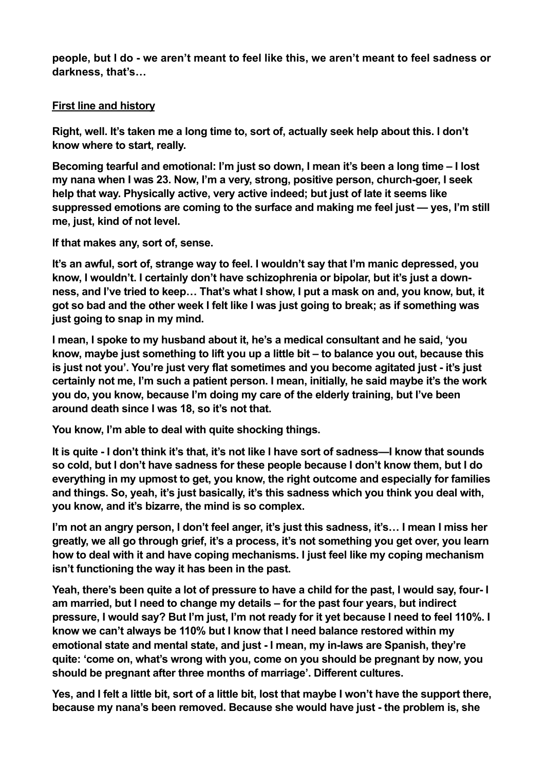**people, but I do - we aren't meant to feel like this, we aren't meant to feel sadness or darkness, that's…**

**First line and history**

**Right, well. It's taken me a long time to, sort of, actually seek help about this. I don't know where to start, really.**

**Becoming tearful and emotional: I'm just so down, I mean it's been a long time – I lost my nana when I was 23. Now, I'm a very, strong, positive person, church-goer, I seek help that way. Physically active, very active indeed; but just of late it seems like suppressed emotions are coming to the surface and making me feel just — yes, I'm still me, just, kind of not level.**

**If that makes any, sort of, sense.**

**It's an awful, sort of, strange way to feel. I wouldn't say that I'm manic depressed, you know, I wouldn't. I certainly don't have schizophrenia or bipolar, but it's just a down-ness, and I've tried to keep… That's what I show, I put a mask on and, you know, but, it got so bad and the other week I felt like I was just going to break; as if something was just going to snap in my mind.**

**I mean, I spoke to my husband about it, he's a medical consultant and he said, 'you know, maybe just something to lift you up a little bit – to balance you out, because this is just not you'. You're just very flat sometimes and you become agitated just - it's just certainly not me, I'm such a patient person. I mean, initially, he said maybe it's the work you do, you know, because I'm doing my care of the elderly training, but I've been around death since I was 18, so it's not that.**

**You know, I'm able to deal with quite shocking things.**

**It is quite - I don't think it's that, it's not like I have sort of sadness—I know that sounds so cold, but I don't have sadness for these people because I don't know them, but I do everything in my upmost to get, you know, the right outcome and especially for families and things. So, yeah, it's just basically, it's this sadness which you think you deal with, you know, and it's bizarre, the mind is so complex.**

**I'm not an angry person, I don't feel anger, it's just this sadness, it's… I mean I miss her greatly, we all go through grief, it's a process, it's not something you get over, you learn how to deal with it and have coping mechanisms. I just feel like my coping mechanism isn't functioning the way it has been in the past.**

**Yeah, there's been quite a lot of pressure to have a child for the past, I would say, four- I am married, but I need to change my details – for the past four years, but indirect pressure, I would say? But I'm just, I'm not ready for it yet because I need to feel 110%. I know we can't always be 110% but I know that I need balance restored within my emotional state and mental state, and just - I mean, my in-laws are Spanish, they're quite: 'come on, what's wrong with you, come on you should be pregnant by now, you should be pregnant after three months of marriage'. Different cultures.**

**Yes, and I felt a little bit, sort of a little bit, lost that maybe I won't have the support there, because my nana's been removed. Because she would have just - the problem is, she**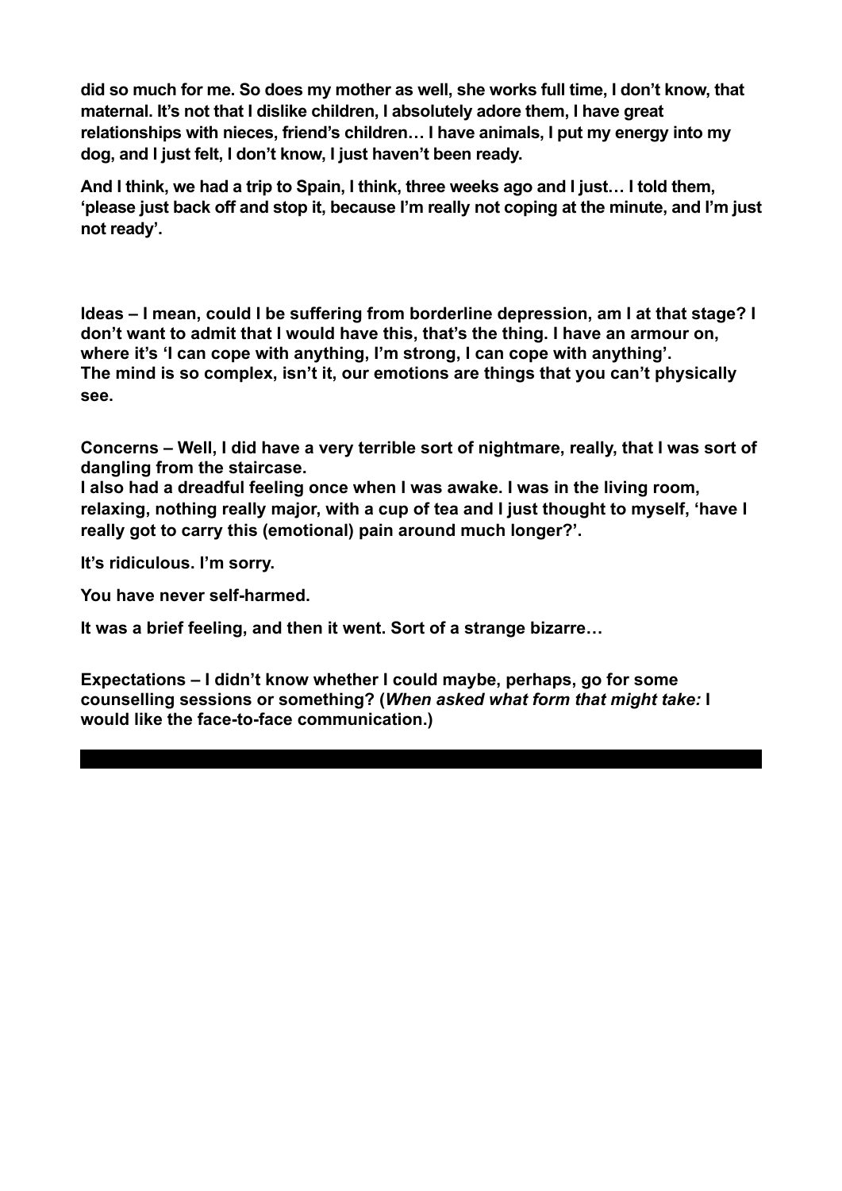**did so much for me. So does my mother as well, she works full time, I don't know, that maternal. It's not that I dislike children, I absolutely adore them, I have great relationships with nieces, friend's children… I have animals, I put my energy into my dog, and I just felt, I don't know, I just haven't been ready.**

**And I think, we had a trip to Spain, I think, three weeks ago and I just… I told them, 'please just back off and stop it, because I'm really not coping at the minute, and I'm just not ready'.**

**Ideas – I mean, could I be suffering from borderline depression, am I at that stage? I don't want to admit that I would have this, that's the thing. I have an armour on, where it's 'I can cope with anything, I'm strong, I can cope with anything'. The mind is so complex, isn't it, our emotions are things that you can't physically see.**

**Concerns – Well, I did have a very terrible sort of nightmare, really, that I was sort of dangling from the staircase.**
**I also had a dreadful feeling once when I was awake. I was in the living room, relaxing, nothing really major, with a cup of tea and I just thought to myself, 'have I really got to carry this (emotional) pain around much longer?'.**

**It's ridiculous. I'm sorry.**

**You have never self-harmed.**

**It was a brief feeling, and then it went. Sort of a strange bizarre…**

**Expectations – I didn't know whether I could maybe, perhaps, go for some counselling sessions or something? (*When asked what form that might take:* I would like the face-to-face communication.)**